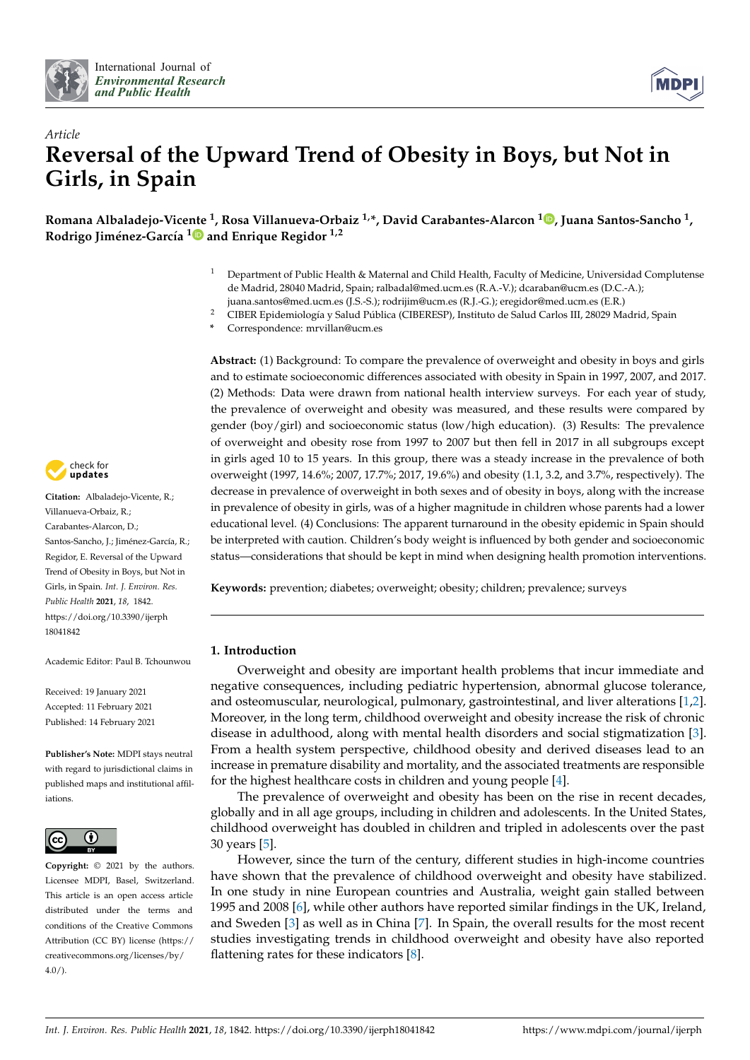Article

# Reversal of the Upward Trend of Obesity in Boys, but Not in Girls, in Spain

**Romana Albaladejo-Vicente [1], Rosa Villanueva-Orbaiz [1,*], David Carabantes-Alarcon [1], Juana Santos-Sancho [1], Rodrigo Jiménez-García [1] and Enrique Regidor [1,2]**

[1] Department of Public Health & Maternal and Child Health, Faculty of Medicine, Universidad Complutense de Madrid, 28040 Madrid, Spain; ralbadal@med.ucm.es (R.A.-V.); dcaraban@ucm.es (D.C.-A.); juana.santos@med.ucm.es (J.S.-S.); rodrijim@ucm.es (R.J.-G.); eregidor@med.ucm.es (E.R.)

[2] CIBER Epidemiología y Salud Pública (CIBERESP), Instituto de Salud Carlos III, 28029 Madrid, Spain

\* Correspondence: mrvillan@ucm.es

**Abstract:** (1) Background: To compare the prevalence of overweight and obesity in boys and girls and to estimate socioeconomic differences associated with obesity in Spain in 1997, 2007, and 2017. (2) Methods: Data were drawn from national health interview surveys. For each year of study, the prevalence of overweight and obesity was measured, and these results were compared by gender (boy/girl) and socioeconomic status (low/high education). (3) Results: The prevalence of overweight and obesity rose from 1997 to 2007 but then fell in 2017 in all subgroups except in girls aged 10 to 15 years. In this group, there was a steady increase in the prevalence of both overweight (1997, 14.6%; 2007, 17.7%; 2017, 19.6%) and obesity (1.1, 3.2, and 3.7%, respectively). The decrease in prevalence of overweight in both sexes and of obesity in boys, along with the increase in prevalence of obesity in girls, was of a higher magnitude in children whose parents had a lower educational level. (4) Conclusions: The apparent turnaround in the obesity epidemic in Spain should be interpreted with caution. Children's body weight is influenced by both gender and socioeconomic status—considerations that should be kept in mind when designing health promotion interventions.

**Keywords:** prevention; diabetes; overweight; obesity; children; prevalence; surveys

**Citation:** Albaladejo-Vicente, R.; Villanueva-Orbaiz, R.; Carabantes-Alarcon, D.; Santos-Sancho, J.; Jiménez-García, R.; Regidor, E. Reversal of the Upward Trend of Obesity in Boys, but Not in Girls, in Spain. *Int. J. Environ. Res. Public Health* **2021**, *18*, 1842. https://doi.org/10.3390/ijerph18041842

Academic Editor: Paul B. Tchounwou

Received: 19 January 2021
Accepted: 11 February 2021
Published: 14 February 2021

**Publisher's Note:** MDPI stays neutral with regard to jurisdictional claims in published maps and institutional affiliations.

**Copyright:** © 2021 by the authors. Licensee MDPI, Basel, Switzerland. This article is an open access article distributed under the terms and conditions of the Creative Commons Attribution (CC BY) license (https://creativecommons.org/licenses/by/4.0/).

## 1. Introduction

Overweight and obesity are important health problems that incur immediate and negative consequences, including pediatric hypertension, abnormal glucose tolerance, and osteomuscular, neurological, pulmonary, gastrointestinal, and liver alterations [1,2]. Moreover, in the long term, childhood overweight and obesity increase the risk of chronic disease in adulthood, along with mental health disorders and social stigmatization [3]. From a health system perspective, childhood obesity and derived diseases lead to an increase in premature disability and mortality, and the associated treatments are responsible for the highest healthcare costs in children and young people [4].

The prevalence of overweight and obesity has been on the rise in recent decades, globally and in all age groups, including in children and adolescents. In the United States, childhood overweight has doubled in children and tripled in adolescents over the past 30 years [5].

However, since the turn of the century, different studies in high-income countries have shown that the prevalence of childhood overweight and obesity have stabilized. In one study in nine European countries and Australia, weight gain stalled between 1995 and 2008 [6], while other authors have reported similar findings in the UK, Ireland, and Sweden [3] as well as in China [7]. In Spain, the overall results for the most recent studies investigating trends in childhood overweight and obesity have also reported flattening rates for these indicators [8].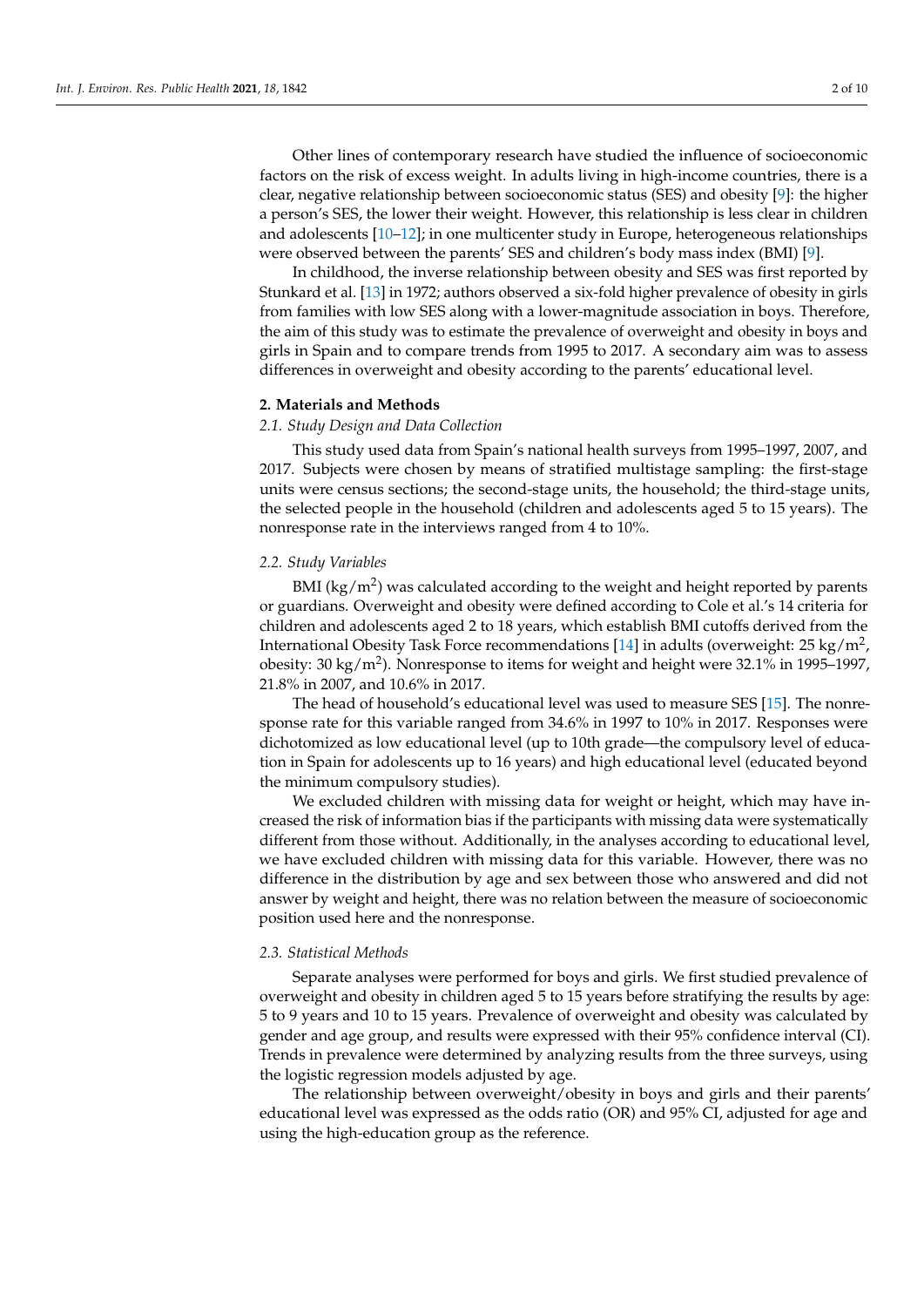Other lines of contemporary research have studied the influence of socioeconomic factors on the risk of excess weight. In adults living in high-income countries, there is a clear, negative relationship between socioeconomic status (SES) and obesity [9]: the higher a person's SES, the lower their weight. However, this relationship is less clear in children and adolescents [10–12]; in one multicenter study in Europe, heterogeneous relationships were observed between the parents' SES and children's body mass index (BMI) [9].

In childhood, the inverse relationship between obesity and SES was first reported by Stunkard et al. [13] in 1972; authors observed a six-fold higher prevalence of obesity in girls from families with low SES along with a lower-magnitude association in boys. Therefore, the aim of this study was to estimate the prevalence of overweight and obesity in boys and girls in Spain and to compare trends from 1995 to 2017. A secondary aim was to assess differences in overweight and obesity according to the parents' educational level.

## 2. Materials and Methods

### *2.1. Study Design and Data Collection*

This study used data from Spain's national health surveys from 1995–1997, 2007, and 2017. Subjects were chosen by means of stratified multistage sampling: the first-stage units were census sections; the second-stage units, the household; the third-stage units, the selected people in the household (children and adolescents aged 5 to 15 years). The nonresponse rate in the interviews ranged from 4 to 10%.

### *2.2. Study Variables*

BMI ($kg/m^2$) was calculated according to the weight and height reported by parents or guardians. Overweight and obesity were defined according to Cole et al.'s 14 criteria for children and adolescents aged 2 to 18 years, which establish BMI cutoffs derived from the International Obesity Task Force recommendations [14] in adults (overweight: 25 $kg/m^2$, obesity: 30 $kg/m^2$). Nonresponse to items for weight and height were 32.1% in 1995–1997, 21.8% in 2007, and 10.6% in 2017.

The head of household's educational level was used to measure SES [15]. The nonresponse rate for this variable ranged from 34.6% in 1997 to 10% in 2017. Responses were dichotomized as low educational level (up to 10th grade—the compulsory level of education in Spain for adolescents up to 16 years) and high educational level (educated beyond the minimum compulsory studies).

We excluded children with missing data for weight or height, which may have increased the risk of information bias if the participants with missing data were systematically different from those without. Additionally, in the analyses according to educational level, we have excluded children with missing data for this variable. However, there was no difference in the distribution by age and sex between those who answered and did not answer by weight and height, there was no relation between the measure of socioeconomic position used here and the nonresponse.

### *2.3. Statistical Methods*

Separate analyses were performed for boys and girls. We first studied prevalence of overweight and obesity in children aged 5 to 15 years before stratifying the results by age: 5 to 9 years and 10 to 15 years. Prevalence of overweight and obesity was calculated by gender and age group, and results were expressed with their 95% confidence interval (CI). Trends in prevalence were determined by analyzing results from the three surveys, using the logistic regression models adjusted by age.

The relationship between overweight/obesity in boys and girls and their parents' educational level was expressed as the odds ratio (OR) and 95% CI, adjusted for age and using the high-education group as the reference.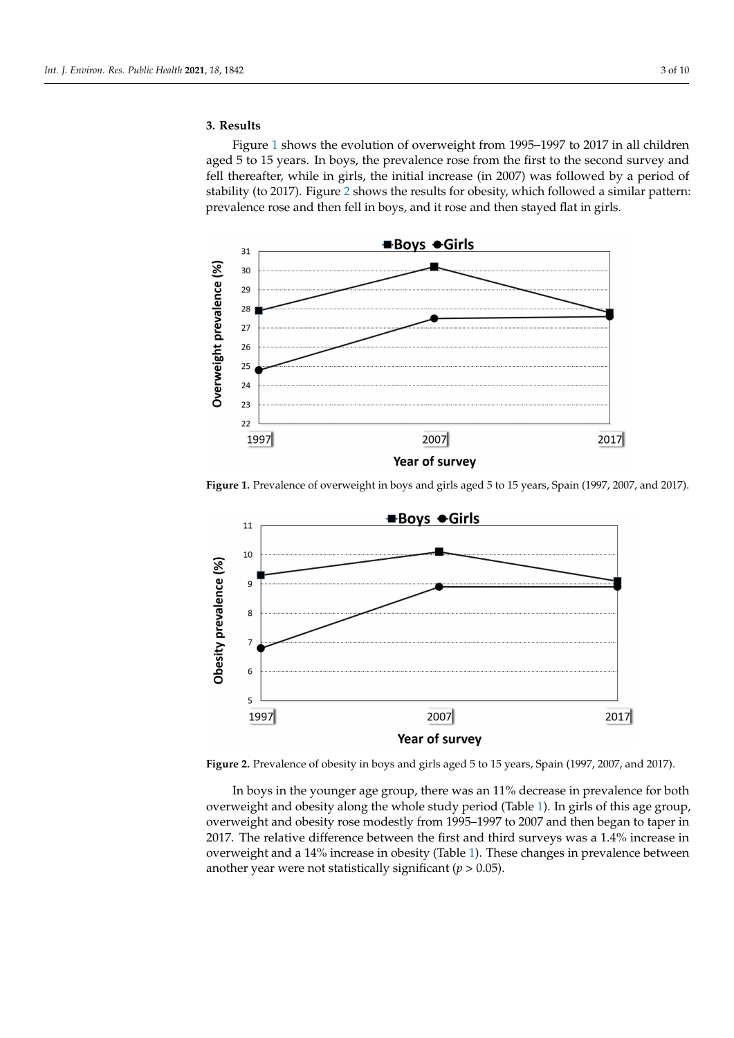## 3. Results

Figure 1 shows the evolution of overweight from 1995–1997 to 2017 in all children aged 5 to 15 years. In boys, the prevalence rose from the first to the second survey and fell thereafter, while in girls, the initial increase (in 2007) was followed by a period of stability (to 2017). Figure 2 shows the results for obesity, which followed a similar pattern: prevalence rose and then fell in boys, and it rose and then stayed flat in girls.

**Figure 1.** Prevalence of overweight in boys and girls aged 5 to 15 years, Spain (1997, 2007, and 2017).

**Figure 2.** Prevalence of obesity in boys and girls aged 5 to 15 years, Spain (1997, 2007, and 2017).

In boys in the younger age group, there was an 11% decrease in prevalence for both overweight and obesity along the whole study period (Table 1). In girls of this age group, overweight and obesity rose modestly from 1995–1997 to 2007 and then began to taper in 2017. The relative difference between the first and third surveys was a 1.4% increase in overweight and a 14% increase in obesity (Table 1). These changes in prevalence between another year were not statistically significant ($p > 0.05$).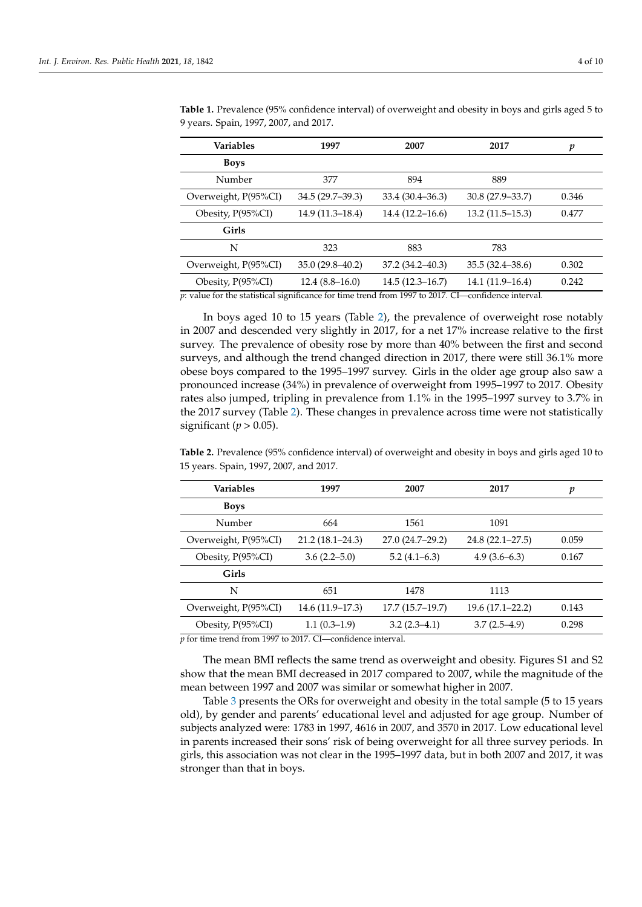**Table 1.** Prevalence (95% confidence interval) of overweight and obesity in boys and girls aged 5 to 9 years. Spain, 1997, 2007, and 2017.

| Variables | 1997 | 2007 | 2017 | *p* |
|---|---|---|---|---|
| **Boys** | | | | |
| Number | 377 | 894 | 889 | |
| Overweight, P(95%CI) | 34.5 (29.7–39.3) | 33.4 (30.4–36.3) | 30.8 (27.9–33.7) | 0.346 |
| Obesity, P(95%CI) | 14.9 (11.3–18.4) | 14.4 (12.2–16.6) | 13.2 (11.5–15.3) | 0.477 |
| **Girls** | | | | |
| N | 323 | 883 | 783 | |
| Overweight, P(95%CI) | 35.0 (29.8–40.2) | 37.2 (34.2–40.3) | 35.5 (32.4–38.6) | 0.302 |
| Obesity, P(95%CI) | 12.4 (8.8–16.0) | 14.5 (12.3–16.7) | 14.1 (11.9–16.4) | 0.242 |

*p*: value for the statistical significance for time trend from 1997 to 2017. CI—confidence interval.

In boys aged 10 to 15 years (Table 2), the prevalence of overweight rose notably in 2007 and descended very slightly in 2017, for a net 17% increase relative to the first survey. The prevalence of obesity rose by more than 40% between the first and second surveys, and although the trend changed direction in 2017, there were still 36.1% more obese boys compared to the 1995–1997 survey. Girls in the older age group also saw a pronounced increase (34%) in prevalence of overweight from 1995–1997 to 2017. Obesity rates also jumped, tripling in prevalence from 1.1% in the 1995–1997 survey to 3.7% in the 2017 survey (Table 2). These changes in prevalence across time were not statistically significant ($p > 0.05$).

**Table 2.** Prevalence (95% confidence interval) of overweight and obesity in boys and girls aged 10 to 15 years. Spain, 1997, 2007, and 2017.

| Variables | 1997 | 2007 | 2017 | *p* |
|---|---|---|---|---|
| **Boys** | | | | |
| Number | 664 | 1561 | 1091 | |
| Overweight, P(95%CI) | 21.2 (18.1–24.3) | 27.0 (24.7–29.2) | 24.8 (22.1–27.5) | 0.059 |
| Obesity, P(95%CI) | 3.6 (2.2–5.0) | 5.2 (4.1–6.3) | 4.9 (3.6–6.3) | 0.167 |
| **Girls** | | | | |
| N | 651 | 1478 | 1113 | |
| Overweight, P(95%CI) | 14.6 (11.9–17.3) | 17.7 (15.7–19.7) | 19.6 (17.1–22.2) | 0.143 |
| Obesity, P(95%CI) | 1.1 (0.3–1.9) | 3.2 (2.3–4.1) | 3.7 (2.5–4.9) | 0.298 |

*p* for time trend from 1997 to 2017. CI—confidence interval.

The mean BMI reflects the same trend as overweight and obesity. Figures S1 and S2 show that the mean BMI decreased in 2017 compared to 2007, while the magnitude of the mean between 1997 and 2007 was similar or somewhat higher in 2007.

Table 3 presents the ORs for overweight and obesity in the total sample (5 to 15 years old), by gender and parents' educational level and adjusted for age group. Number of subjects analyzed were: 1783 in 1997, 4616 in 2007, and 3570 in 2017. Low educational level in parents increased their sons' risk of being overweight for all three survey periods. In girls, this association was not clear in the 1995–1997 data, but in both 2007 and 2017, it was stronger than that in boys.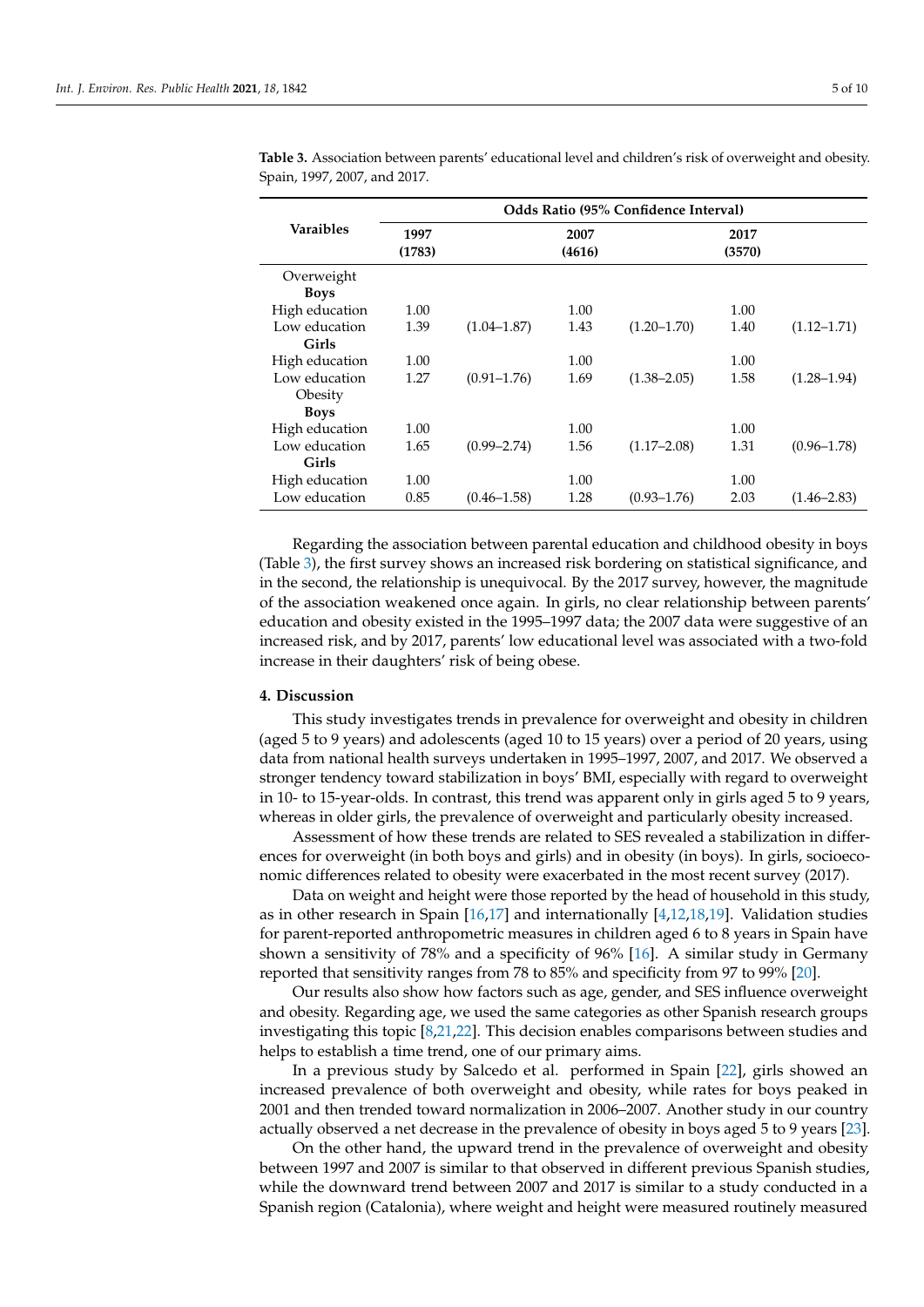**Table 3.** Association between parents' educational level and children's risk of overweight and obesity. Spain, 1997, 2007, and 2017.

| Varaibles | Odds Ratio (95% Confidence Interval) | | | | | |
|---|---|---|---|---|---|---|
| | **1997 (1783)** | | **2007 (4616)** | | **2017 (3570)** | |
| Overweight | | | | | | |
| **Boys** | | | | | | |
| High education | 1.00 | | 1.00 | | 1.00 | |
| Low education | 1.39 | (1.04–1.87) | 1.43 | (1.20–1.70) | 1.40 | (1.12–1.71) |
| **Girls** | | | | | | |
| High education | 1.00 | | 1.00 | | 1.00 | |
| Low education | 1.27 | (0.91–1.76) | 1.69 | (1.38–2.05) | 1.58 | (1.28–1.94) |
| Obesity | | | | | | |
| **Boys** | | | | | | |
| High education | 1.00 | | 1.00 | | 1.00 | |
| Low education | 1.65 | (0.99–2.74) | 1.56 | (1.17–2.08) | 1.31 | (0.96–1.78) |
| **Girls** | | | | | | |
| High education | 1.00 | | 1.00 | | 1.00 | |
| Low education | 0.85 | (0.46–1.58) | 1.28 | (0.93–1.76) | 2.03 | (1.46–2.83) |

Regarding the association between parental education and childhood obesity in boys (Table 3), the first survey shows an increased risk bordering on statistical significance, and in the second, the relationship is unequivocal. By the 2017 survey, however, the magnitude of the association weakened once again. In girls, no clear relationship between parents' education and obesity existed in the 1995–1997 data; the 2007 data were suggestive of an increased risk, and by 2017, parents' low educational level was associated with a two-fold increase in their daughters' risk of being obese.

## 4. Discussion

This study investigates trends in prevalence for overweight and obesity in children (aged 5 to 9 years) and adolescents (aged 10 to 15 years) over a period of 20 years, using data from national health surveys undertaken in 1995–1997, 2007, and 2017. We observed a stronger tendency toward stabilization in boys' BMI, especially with regard to overweight in 10- to 15-year-olds. In contrast, this trend was apparent only in girls aged 5 to 9 years, whereas in older girls, the prevalence of overweight and particularly obesity increased.

Assessment of how these trends are related to SES revealed a stabilization in differences for overweight (in both boys and girls) and in obesity (in boys). In girls, socioeconomic differences related to obesity were exacerbated in the most recent survey (2017).

Data on weight and height were those reported by the head of household in this study, as in other research in Spain [16,17] and internationally [4,12,18,19]. Validation studies for parent-reported anthropometric measures in children aged 6 to 8 years in Spain have shown a sensitivity of 78% and a specificity of 96% [16]. A similar study in Germany reported that sensitivity ranges from 78 to 85% and specificity from 97 to 99% [20].

Our results also show how factors such as age, gender, and SES influence overweight and obesity. Regarding age, we used the same categories as other Spanish research groups investigating this topic [8,21,22]. This decision enables comparisons between studies and helps to establish a time trend, one of our primary aims.

In a previous study by Salcedo et al. performed in Spain [22], girls showed an increased prevalence of both overweight and obesity, while rates for boys peaked in 2001 and then trended toward normalization in 2006–2007. Another study in our country actually observed a net decrease in the prevalence of obesity in boys aged 5 to 9 years [23].

On the other hand, the upward trend in the prevalence of overweight and obesity between 1997 and 2007 is similar to that observed in different previous Spanish studies, while the downward trend between 2007 and 2017 is similar to a study conducted in a Spanish region (Catalonia), where weight and height were measured routinely measured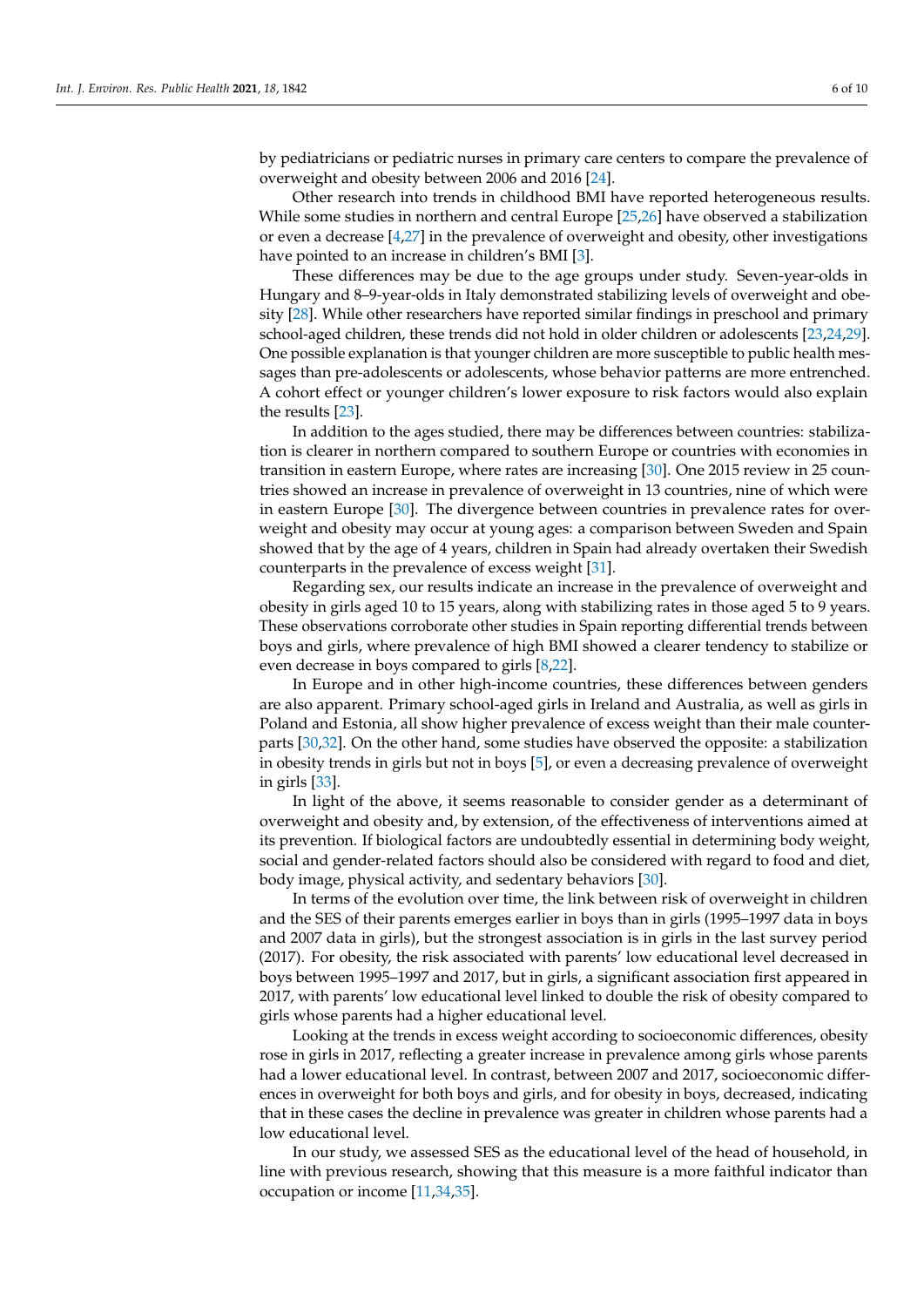by pediatricians or pediatric nurses in primary care centers to compare the prevalence of overweight and obesity between 2006 and 2016 [24].

Other research into trends in childhood BMI have reported heterogeneous results. While some studies in northern and central Europe [25,26] have observed a stabilization or even a decrease [4,27] in the prevalence of overweight and obesity, other investigations have pointed to an increase in children's BMI [3].

These differences may be due to the age groups under study. Seven-year-olds in Hungary and 8–9-year-olds in Italy demonstrated stabilizing levels of overweight and obesity [28]. While other researchers have reported similar findings in preschool and primary school-aged children, these trends did not hold in older children or adolescents [23,24,29]. One possible explanation is that younger children are more susceptible to public health messages than pre-adolescents or adolescents, whose behavior patterns are more entrenched. A cohort effect or younger children's lower exposure to risk factors would also explain the results [23].

In addition to the ages studied, there may be differences between countries: stabilization is clearer in northern compared to southern Europe or countries with economies in transition in eastern Europe, where rates are increasing [30]. One 2015 review in 25 countries showed an increase in prevalence of overweight in 13 countries, nine of which were in eastern Europe [30]. The divergence between countries in prevalence rates for overweight and obesity may occur at young ages: a comparison between Sweden and Spain showed that by the age of 4 years, children in Spain had already overtaken their Swedish counterparts in the prevalence of excess weight [31].

Regarding sex, our results indicate an increase in the prevalence of overweight and obesity in girls aged 10 to 15 years, along with stabilizing rates in those aged 5 to 9 years. These observations corroborate other studies in Spain reporting differential trends between boys and girls, where prevalence of high BMI showed a clearer tendency to stabilize or even decrease in boys compared to girls [8,22].

In Europe and in other high-income countries, these differences between genders are also apparent. Primary school-aged girls in Ireland and Australia, as well as girls in Poland and Estonia, all show higher prevalence of excess weight than their male counterparts [30,32]. On the other hand, some studies have observed the opposite: a stabilization in obesity trends in girls but not in boys [5], or even a decreasing prevalence of overweight in girls [33].

In light of the above, it seems reasonable to consider gender as a determinant of overweight and obesity and, by extension, of the effectiveness of interventions aimed at its prevention. If biological factors are undoubtedly essential in determining body weight, social and gender-related factors should also be considered with regard to food and diet, body image, physical activity, and sedentary behaviors [30].

In terms of the evolution over time, the link between risk of overweight in children and the SES of their parents emerges earlier in boys than in girls (1995–1997 data in boys and 2007 data in girls), but the strongest association is in girls in the last survey period (2017). For obesity, the risk associated with parents' low educational level decreased in boys between 1995–1997 and 2017, but in girls, a significant association first appeared in 2017, with parents' low educational level linked to double the risk of obesity compared to girls whose parents had a higher educational level.

Looking at the trends in excess weight according to socioeconomic differences, obesity rose in girls in 2017, reflecting a greater increase in prevalence among girls whose parents had a lower educational level. In contrast, between 2007 and 2017, socioeconomic differences in overweight for both boys and girls, and for obesity in boys, decreased, indicating that in these cases the decline in prevalence was greater in children whose parents had a low educational level.

In our study, we assessed SES as the educational level of the head of household, in line with previous research, showing that this measure is a more faithful indicator than occupation or income [11,34,35].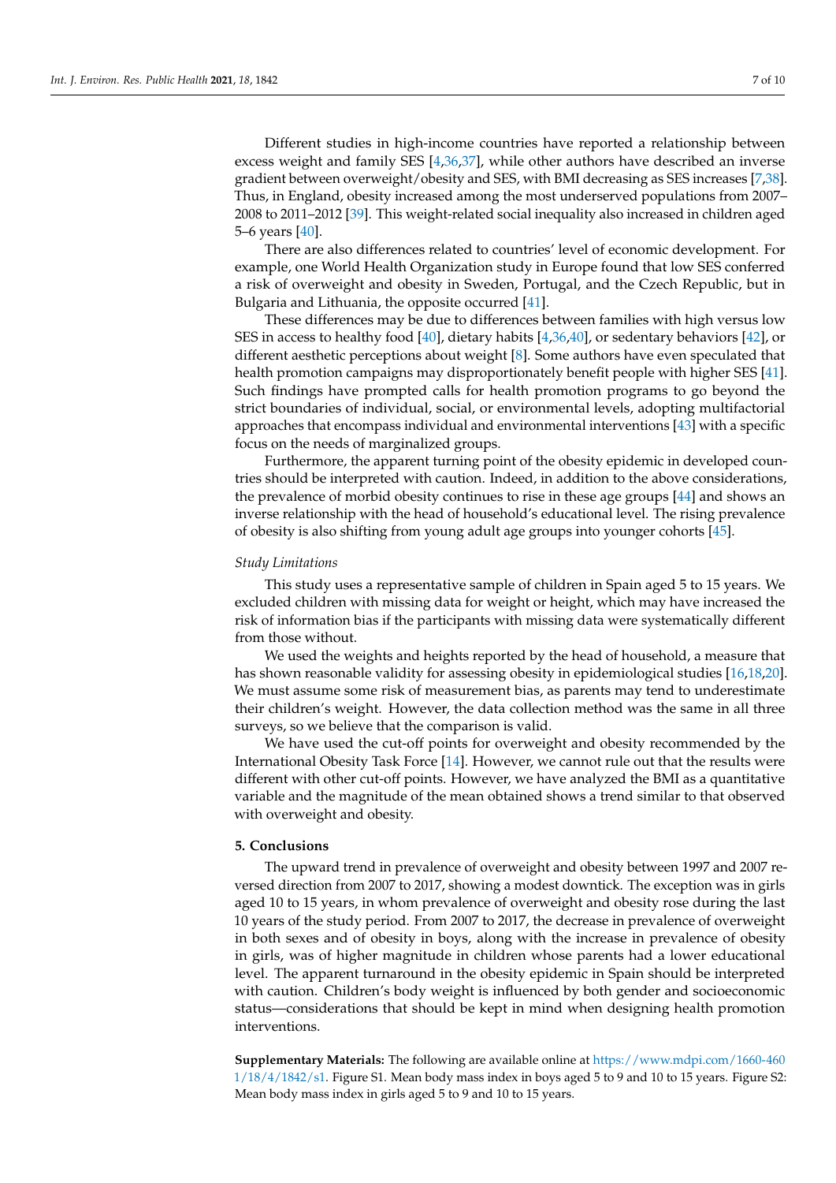Different studies in high-income countries have reported a relationship between excess weight and family SES [4,36,37], while other authors have described an inverse gradient between overweight/obesity and SES, with BMI decreasing as SES increases [7,38]. Thus, in England, obesity increased among the most underserved populations from 2007–2008 to 2011–2012 [39]. This weight-related social inequality also increased in children aged 5–6 years [40].

There are also differences related to countries' level of economic development. For example, one World Health Organization study in Europe found that low SES conferred a risk of overweight and obesity in Sweden, Portugal, and the Czech Republic, but in Bulgaria and Lithuania, the opposite occurred [41].

These differences may be due to differences between families with high versus low SES in access to healthy food [40], dietary habits [4,36,40], or sedentary behaviors [42], or different aesthetic perceptions about weight [8]. Some authors have even speculated that health promotion campaigns may disproportionately benefit people with higher SES [41]. Such findings have prompted calls for health promotion programs to go beyond the strict boundaries of individual, social, or environmental levels, adopting multifactorial approaches that encompass individual and environmental interventions [43] with a specific focus on the needs of marginalized groups.

Furthermore, the apparent turning point of the obesity epidemic in developed countries should be interpreted with caution. Indeed, in addition to the above considerations, the prevalence of morbid obesity continues to rise in these age groups [44] and shows an inverse relationship with the head of household's educational level. The rising prevalence of obesity is also shifting from young adult age groups into younger cohorts [45].

*Study Limitations*

This study uses a representative sample of children in Spain aged 5 to 15 years. We excluded children with missing data for weight or height, which may have increased the risk of information bias if the participants with missing data were systematically different from those without.

We used the weights and heights reported by the head of household, a measure that has shown reasonable validity for assessing obesity in epidemiological studies [16,18,20]. We must assume some risk of measurement bias, as parents may tend to underestimate their children's weight. However, the data collection method was the same in all three surveys, so we believe that the comparison is valid.

We have used the cut-off points for overweight and obesity recommended by the International Obesity Task Force [14]. However, we cannot rule out that the results were different with other cut-off points. However, we have analyzed the BMI as a quantitative variable and the magnitude of the mean obtained shows a trend similar to that observed with overweight and obesity.

## 5. Conclusions

The upward trend in prevalence of overweight and obesity between 1997 and 2007 reversed direction from 2007 to 2017, showing a modest downtick. The exception was in girls aged 10 to 15 years, in whom prevalence of overweight and obesity rose during the last 10 years of the study period. From 2007 to 2017, the decrease in prevalence of overweight in both sexes and of obesity in boys, along with the increase in prevalence of obesity in girls, was of higher magnitude in children whose parents had a lower educational level. The apparent turnaround in the obesity epidemic in Spain should be interpreted with caution. Children's body weight is influenced by both gender and socioeconomic status—considerations that should be kept in mind when designing health promotion interventions.

**Supplementary Materials:** The following are available online at https://www.mdpi.com/1660-4601/18/4/1842/s1. Figure S1. Mean body mass index in boys aged 5 to 9 and 10 to 15 years. Figure S2: Mean body mass index in girls aged 5 to 9 and 10 to 15 years.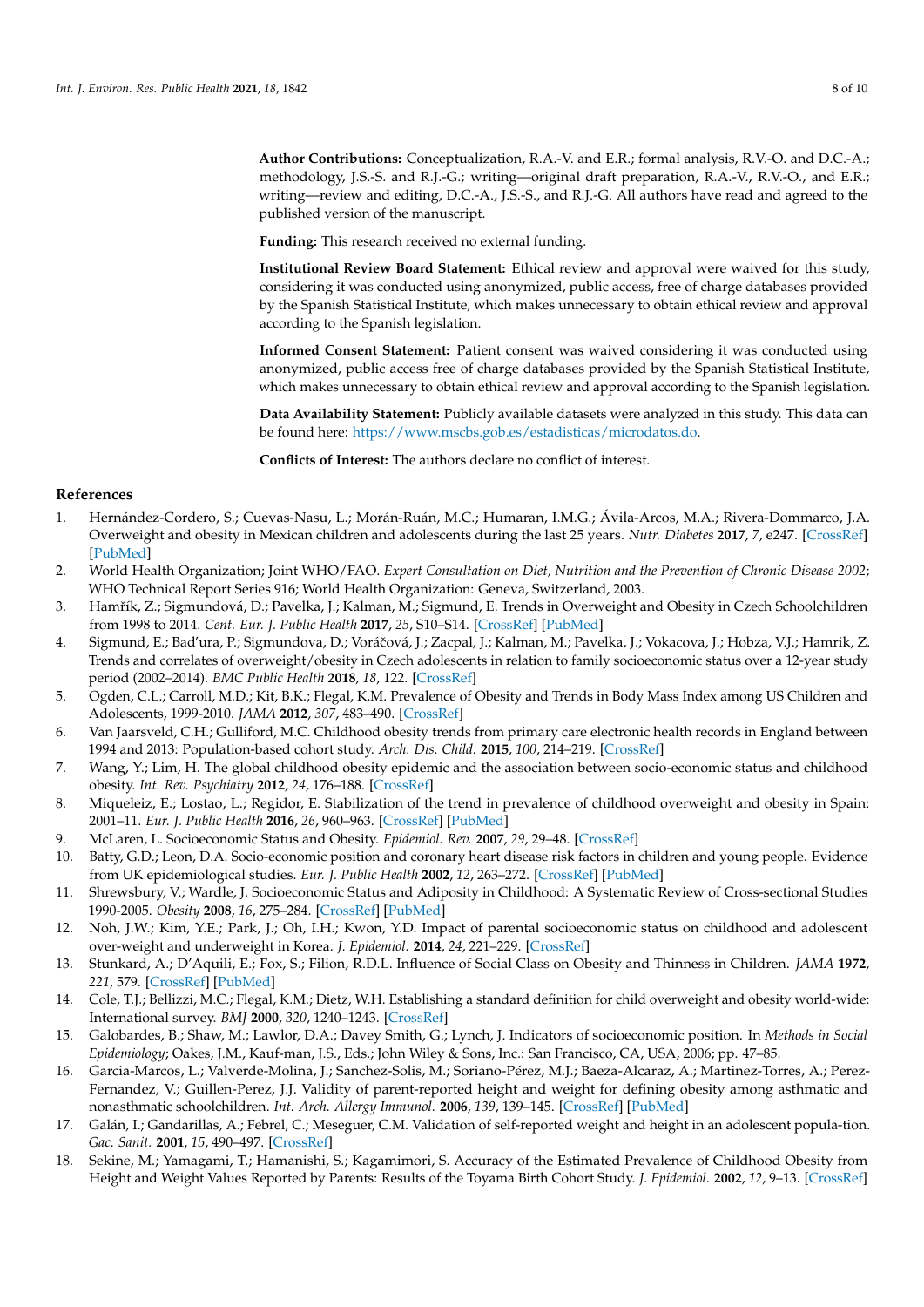**Author Contributions:** Conceptualization, R.A.-V. and E.R.; formal analysis, R.V.-O. and D.C.-A.; methodology, J.S.-S. and R.J.-G.; writing—original draft preparation, R.A.-V., R.V.-O., and E.R.; writing—review and editing, D.C.-A., J.S.-S., and R.J.-G. All authors have read and agreed to the published version of the manuscript.

**Funding:** This research received no external funding.

**Institutional Review Board Statement:** Ethical review and approval were waived for this study, considering it was conducted using anonymized, public access, free of charge databases provided by the Spanish Statistical Institute, which makes unnecessary to obtain ethical review and approval according to the Spanish legislation.

**Informed Consent Statement:** Patient consent was waived considering it was conducted using anonymized, public access free of charge databases provided by the Spanish Statistical Institute, which makes unnecessary to obtain ethical review and approval according to the Spanish legislation.

**Data Availability Statement:** Publicly available datasets were analyzed in this study. This data can be found here: https://www.mscbs.gob.es/estadisticas/microdatos.do.

**Conflicts of Interest:** The authors declare no conflict of interest.

## References

1. Hernández-Cordero, S.; Cuevas-Nasu, L.; Morán-Ruán, M.C.; Humaran, I.M.G.; Ávila-Arcos, M.A.; Rivera-Dommarco, J.A. Overweight and obesity in Mexican children and adolescents during the last 25 years. *Nutr. Diabetes* **2017**, *7*, e247. [CrossRef] [PubMed]
2. World Health Organization; Joint WHO/FAO. *Expert Consultation on Diet, Nutrition and the Prevention of Chronic Disease 2002*; WHO Technical Report Series 916; World Health Organization: Geneva, Switzerland, 2003.
3. Hamřík, Z.; Sigmundová, D.; Pavelka, J.; Kalman, M.; Sigmund, E. Trends in Overweight and Obesity in Czech Schoolchildren from 1998 to 2014. *Cent. Eur. J. Public Health* **2017**, *25*, S10–S14. [CrossRef] [PubMed]
4. Sigmund, E.; Bad'ura, P.; Sigmundova, D.; Voráčová, J.; Zacpal, J.; Kalman, M.; Pavelka, J.; Vokacova, J.; Hobza, V.J.; Hamrik, Z. Trends and correlates of overweight/obesity in Czech adolescents in relation to family socioeconomic status over a 12-year study period (2002–2014). *BMC Public Health* **2018**, *18*, 122. [CrossRef]
5. Ogden, C.L.; Carroll, M.D.; Kit, B.K.; Flegal, K.M. Prevalence of Obesity and Trends in Body Mass Index among US Children and Adolescents, 1999-2010. *JAMA* **2012**, *307*, 483–490. [CrossRef]
6. Van Jaarsveld, C.H.; Gulliford, M.C. Childhood obesity trends from primary care electronic health records in England between 1994 and 2013: Population-based cohort study. *Arch. Dis. Child.* **2015**, *100*, 214–219. [CrossRef]
7. Wang, Y.; Lim, H. The global childhood obesity epidemic and the association between socio-economic status and childhood obesity. *Int. Rev. Psychiatry* **2012**, *24*, 176–188. [CrossRef]
8. Miqueleiz, E.; Lostao, L.; Regidor, E. Stabilization of the trend in prevalence of childhood overweight and obesity in Spain: 2001–11. *Eur. J. Public Health* **2016**, *26*, 960–963. [CrossRef] [PubMed]
9. McLaren, L. Socioeconomic Status and Obesity. *Epidemiol. Rev.* **2007**, *29*, 29–48. [CrossRef]
10. Batty, G.D.; Leon, D.A. Socio-economic position and coronary heart disease risk factors in children and young people. Evidence from UK epidemiological studies. *Eur. J. Public Health* **2002**, *12*, 263–272. [CrossRef] [PubMed]
11. Shrewsbury, V.; Wardle, J. Socioeconomic Status and Adiposity in Childhood: A Systematic Review of Cross-sectional Studies 1990-2005. *Obesity* **2008**, *16*, 275–284. [CrossRef] [PubMed]
12. Noh, J.W.; Kim, Y.E.; Park, J.; Oh, I.H.; Kwon, Y.D. Impact of parental socioeconomic status on childhood and adolescent over-weight and underweight in Korea. *J. Epidemiol.* **2014**, *24*, 221–229. [CrossRef]
13. Stunkard, A.; D'Aquili, E.; Fox, S.; Filion, R.D.L. Influence of Social Class on Obesity and Thinness in Children. *JAMA* **1972**, *221*, 579. [CrossRef] [PubMed]
14. Cole, T.J.; Bellizzi, M.C.; Flegal, K.M.; Dietz, W.H. Establishing a standard definition for child overweight and obesity world-wide: International survey. *BMJ* **2000**, *320*, 1240–1243. [CrossRef]
15. Galobardes, B.; Shaw, M.; Lawlor, D.A.; Davey Smith, G.; Lynch, J. Indicators of socioeconomic position. In *Methods in Social Epidemiology*; Oakes, J.M., Kauf-man, J.S., Eds.; John Wiley & Sons, Inc.: San Francisco, CA, USA, 2006; pp. 47–85.
16. Garcia-Marcos, L.; Valverde-Molina, J.; Sanchez-Solis, M.; Soriano-Pérez, M.J.; Baeza-Alcaraz, A.; Martinez-Torres, A.; Perez-Fernandez, V.; Guillen-Perez, J.J. Validity of parent-reported height and weight for defining obesity among asthmatic and nonasthmatic schoolchildren. *Int. Arch. Allergy Immunol.* **2006**, *139*, 139–145. [CrossRef] [PubMed]
17. Galán, I.; Gandarillas, A.; Febrel, C.; Meseguer, C.M. Validation of self-reported weight and height in an adolescent popula-tion. *Gac. Sanit.* **2001**, *15*, 490–497. [CrossRef]
18. Sekine, M.; Yamagami, T.; Hamanishi, S.; Kagamimori, S. Accuracy of the Estimated Prevalence of Childhood Obesity from Height and Weight Values Reported by Parents: Results of the Toyama Birth Cohort Study. *J. Epidemiol.* **2002**, *12*, 9–13. [CrossRef]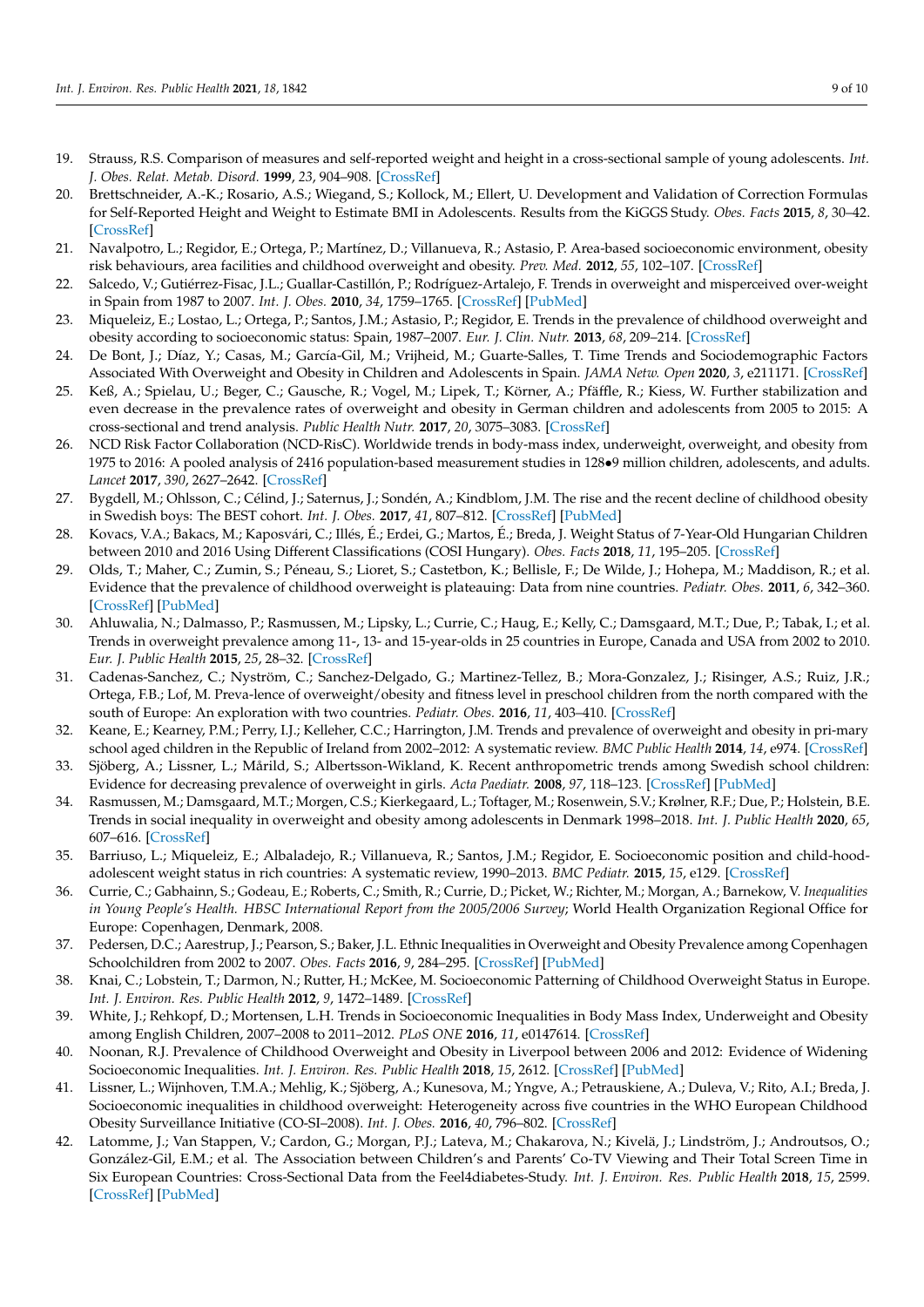19. Strauss, R.S. Comparison of measures and self-reported weight and height in a cross-sectional sample of young adolescents. *Int. J. Obes. Relat. Metab. Disord.* **1999**, *23*, 904–908. [CrossRef]
20. Brettschneider, A.-K.; Rosario, A.S.; Wiegand, S.; Kollock, M.; Ellert, U. Development and Validation of Correction Formulas for Self-Reported Height and Weight to Estimate BMI in Adolescents. Results from the KiGGS Study. *Obes. Facts* **2015**, *8*, 30–42. [CrossRef]
21. Navalpotro, L.; Regidor, E.; Ortega, P.; Martínez, D.; Villanueva, R.; Astasio, P. Area-based socioeconomic environment, obesity risk behaviours, area facilities and childhood overweight and obesity. *Prev. Med.* **2012**, *55*, 102–107. [CrossRef]
22. Salcedo, V.; Gutiérrez-Fisac, J.L.; Guallar-Castillón, P.; Rodríguez-Artalejo, F. Trends in overweight and misperceived over-weight in Spain from 1987 to 2007. *Int. J. Obes.* **2010**, *34*, 1759–1765. [CrossRef] [PubMed]
23. Miqueleiz, E.; Lostao, L.; Ortega, P.; Santos, J.M.; Astasio, P.; Regidor, E. Trends in the prevalence of childhood overweight and obesity according to socioeconomic status: Spain, 1987–2007. *Eur. J. Clin. Nutr.* **2013**, *68*, 209–214. [CrossRef]
24. De Bont, J.; Díaz, Y.; Casas, M.; García-Gil, M.; Vrijheid, M.; Guarte-Salles, T. Time Trends and Sociodemographic Factors Associated With Overweight and Obesity in Children and Adolescents in Spain. *JAMA Netw. Open* **2020**, *3*, e211171. [CrossRef]
25. Keß, A.; Spielau, U.; Beger, C.; Gausche, R.; Vogel, M.; Lipek, T.; Körner, A.; Pfäffle, R.; Kiess, W. Further stabilization and even decrease in the prevalence rates of overweight and obesity in German children and adolescents from 2005 to 2015: A cross-sectional and trend analysis. *Public Health Nutr.* **2017**, *20*, 3075–3083. [CrossRef]
26. NCD Risk Factor Collaboration (NCD-RisC). Worldwide trends in body-mass index, underweight, overweight, and obesity from 1975 to 2016: A pooled analysis of 2416 population-based measurement studies in 128•9 million children, adolescents, and adults. *Lancet* **2017**, *390*, 2627–2642. [CrossRef]
27. Bygdell, M.; Ohlsson, C.; Célind, J.; Saternus, J.; Sondén, A.; Kindblom, J.M. The rise and the recent decline of childhood obesity in Swedish boys: The BEST cohort. *Int. J. Obes.* **2017**, *41*, 807–812. [CrossRef] [PubMed]
28. Kovacs, V.A.; Bakacs, M.; Kaposvári, C.; Illés, É.; Erdei, G.; Martos, É.; Breda, J. Weight Status of 7-Year-Old Hungarian Children between 2010 and 2016 Using Different Classifications (COSI Hungary). *Obes. Facts* **2018**, *11*, 195–205. [CrossRef]
29. Olds, T.; Maher, C.; Zumin, S.; Péneau, S.; Lioret, S.; Castetbon, K.; Bellisle, F.; De Wilde, J.; Hohepa, M.; Maddison, R.; et al. Evidence that the prevalence of childhood overweight is plateauing: Data from nine countries. *Pediatr. Obes.* **2011**, *6*, 342–360. [CrossRef] [PubMed]
30. Ahluwalia, N.; Dalmasso, P.; Rasmussen, M.; Lipsky, L.; Currie, C.; Haug, E.; Kelly, C.; Damsgaard, M.T.; Due, P.; Tabak, I.; et al. Trends in overweight prevalence among 11-, 13- and 15-year-olds in 25 countries in Europe, Canada and USA from 2002 to 2010. *Eur. J. Public Health* **2015**, *25*, 28–32. [CrossRef]
31. Cadenas-Sanchez, C.; Nyström, C.; Sanchez-Delgado, G.; Martinez-Tellez, B.; Mora-Gonzalez, J.; Risinger, A.S.; Ruiz, J.R.; Ortega, F.B.; Lof, M. Preva-lence of overweight/obesity and fitness level in preschool children from the north compared with the south of Europe: An exploration with two countries. *Pediatr. Obes.* **2016**, *11*, 403–410. [CrossRef]
32. Keane, E.; Kearney, P.M.; Perry, I.J.; Kelleher, C.C.; Harrington, J.M. Trends and prevalence of overweight and obesity in pri-mary school aged children in the Republic of Ireland from 2002–2012: A systematic review. *BMC Public Health* **2014**, *14*, e974. [CrossRef]
33. Sjöberg, A.; Lissner, L.; Mårild, S.; Albertsson-Wikland, K. Recent anthropometric trends among Swedish school children: Evidence for decreasing prevalence of overweight in girls. *Acta Paediatr.* **2008**, *97*, 118–123. [CrossRef] [PubMed]
34. Rasmussen, M.; Damsgaard, M.T.; Morgen, C.S.; Kierkegaard, L.; Toftager, M.; Rosenwein, S.V.; Krølner, R.F.; Due, P.; Holstein, B.E. Trends in social inequality in overweight and obesity among adolescents in Denmark 1998–2018. *Int. J. Public Health* **2020**, *65*, 607–616. [CrossRef]
35. Barriuso, L.; Miqueleiz, E.; Albaladejo, R.; Villanueva, R.; Santos, J.M.; Regidor, E. Socioeconomic position and child-hood-adolescent weight status in rich countries: A systematic review, 1990–2013. *BMC Pediatr.* **2015**, *15*, e129. [CrossRef]
36. Currie, C.; Gabhainn, S.; Godeau, E.; Roberts, C.; Smith, R.; Currie, D.; Picket, W.; Richter, M.; Morgan, A.; Barnekow, V. *Inequalities in Young People's Health. HBSC International Report from the 2005/2006 Survey*; World Health Organization Regional Office for Europe: Copenhagen, Denmark, 2008.
37. Pedersen, D.C.; Aarestrup, J.; Pearson, S.; Baker, J.L. Ethnic Inequalities in Overweight and Obesity Prevalence among Copenhagen Schoolchildren from 2002 to 2007. *Obes. Facts* **2016**, *9*, 284–295. [CrossRef] [PubMed]
38. Knai, C.; Lobstein, T.; Darmon, N.; Rutter, H.; McKee, M. Socioeconomic Patterning of Childhood Overweight Status in Europe. *Int. J. Environ. Res. Public Health* **2012**, *9*, 1472–1489. [CrossRef]
39. White, J.; Rehkopf, D.; Mortensen, L.H. Trends in Socioeconomic Inequalities in Body Mass Index, Underweight and Obesity among English Children, 2007–2008 to 2011–2012. *PLoS ONE* **2016**, *11*, e0147614. [CrossRef]
40. Noonan, R.J. Prevalence of Childhood Overweight and Obesity in Liverpool between 2006 and 2012: Evidence of Widening Socioeconomic Inequalities. *Int. J. Environ. Res. Public Health* **2018**, *15*, 2612. [CrossRef] [PubMed]
41. Lissner, L.; Wijnhoven, T.M.A.; Mehlig, K.; Sjöberg, A.; Kunesova, M.; Yngve, A.; Petrauskiene, A.; Duleva, V.; Rito, A.I.; Breda, J. Socioeconomic inequalities in childhood overweight: Heterogeneity across five countries in the WHO European Childhood Obesity Surveillance Initiative (CO-SI–2008). *Int. J. Obes.* **2016**, *40*, 796–802. [CrossRef]
42. Latomme, J.; Van Stappen, V.; Cardon, G.; Morgan, P.J.; Lateva, M.; Chakarova, N.; Kivelä, J.; Lindström, J.; Androutsos, O.; González-Gil, E.M.; et al. The Association between Children's and Parents' Co-TV Viewing and Their Total Screen Time in Six European Countries: Cross-Sectional Data from the Feel4diabetes-Study. *Int. J. Environ. Res. Public Health* **2018**, *15*, 2599. [CrossRef] [PubMed]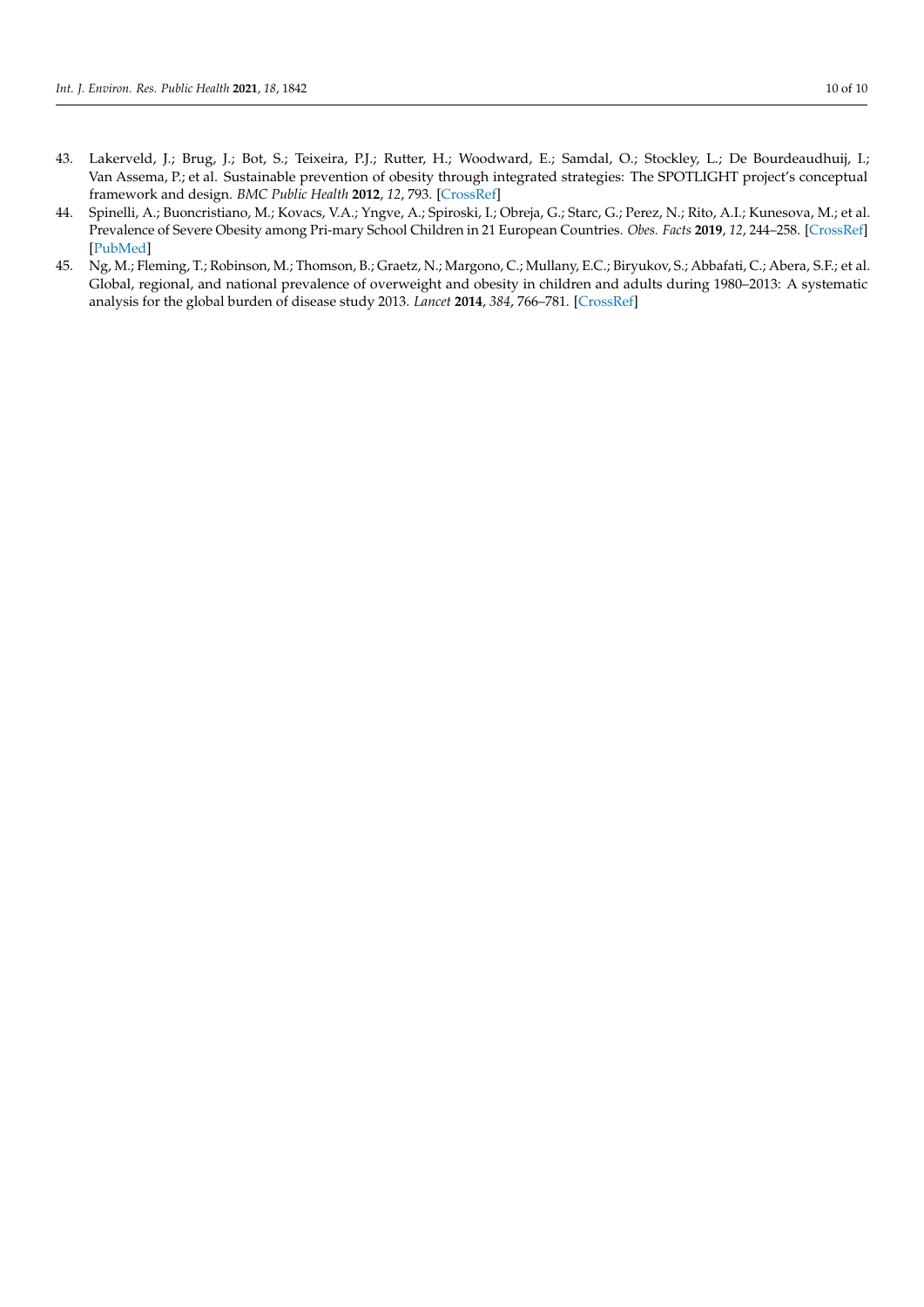43. Lakerveld, J.; Brug, J.; Bot, S.; Teixeira, P.J.; Rutter, H.; Woodward, E.; Samdal, O.; Stockley, L.; De Bourdeaudhuij, I.; Van Assema, P.; et al. Sustainable prevention of obesity through integrated strategies: The SPOTLIGHT project's conceptual framework and design. *BMC Public Health* **2012**, *12*, 793. [CrossRef]
44. Spinelli, A.; Buoncristiano, M.; Kovacs, V.A.; Yngve, A.; Spiroski, I.; Obreja, G.; Starc, G.; Perez, N.; Rito, A.I.; Kunesova, M.; et al. Prevalence of Severe Obesity among Pri-mary School Children in 21 European Countries. *Obes. Facts* **2019**, *12*, 244–258. [CrossRef] [PubMed]
45. Ng, M.; Fleming, T.; Robinson, M.; Thomson, B.; Graetz, N.; Margono, C.; Mullany, E.C.; Biryukov, S.; Abbafati, C.; Abera, S.F.; et al. Global, regional, and national prevalence of overweight and obesity in children and adults during 1980–2013: A systematic analysis for the global burden of disease study 2013. *Lancet* **2014**, *384*, 766–781. [CrossRef]